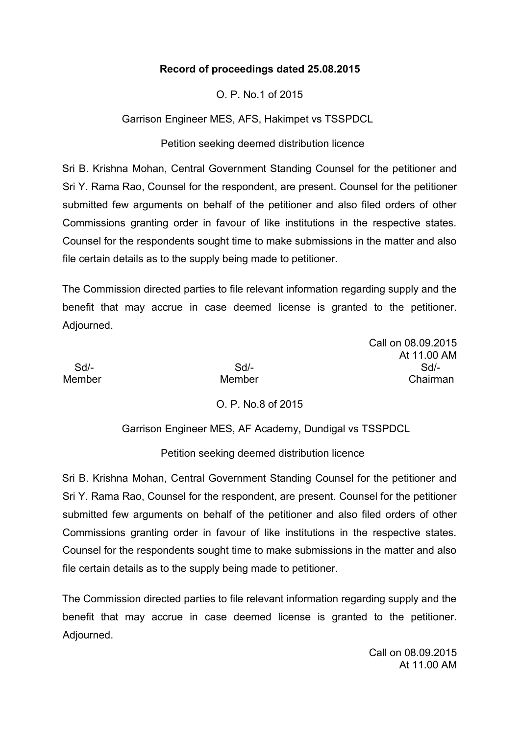**Record of proceedings dated 25.08.2015**

O. P. No.1 of 2015

Garrison Engineer MES, AFS, Hakimpet vs TSSPDCL

Petition seeking deemed distribution licence

Sri B. Krishna Mohan, Central Government Standing Counsel for the petitioner and Sri Y. Rama Rao, Counsel for the respondent, are present. Counsel for the petitioner submitted few arguments on behalf of the petitioner and also filed orders of other Commissions granting order in favour of like institutions in the respective states. Counsel for the respondents sought time to make submissions in the matter and also file certain details as to the supply being made to petitioner.

The Commission directed parties to file relevant information regarding supply and the benefit that may accrue in case deemed license is granted to the petitioner. Adjourned.

Call on 08.09.2015
At 11.00 AM

| Sd/- | Sd/- | Sd/- |
|---|---|---|
| Member | Member | Chairman |

O. P. No.8 of 2015

Garrison Engineer MES, AF Academy, Dundigal vs TSSPDCL

Petition seeking deemed distribution licence

Sri B. Krishna Mohan, Central Government Standing Counsel for the petitioner and Sri Y. Rama Rao, Counsel for the respondent, are present. Counsel for the petitioner submitted few arguments on behalf of the petitioner and also filed orders of other Commissions granting order in favour of like institutions in the respective states. Counsel for the respondents sought time to make submissions in the matter and also file certain details as to the supply being made to petitioner.

The Commission directed parties to file relevant information regarding supply and the benefit that may accrue in case deemed license is granted to the petitioner. Adjourned.

Call on 08.09.2015
At 11.00 AM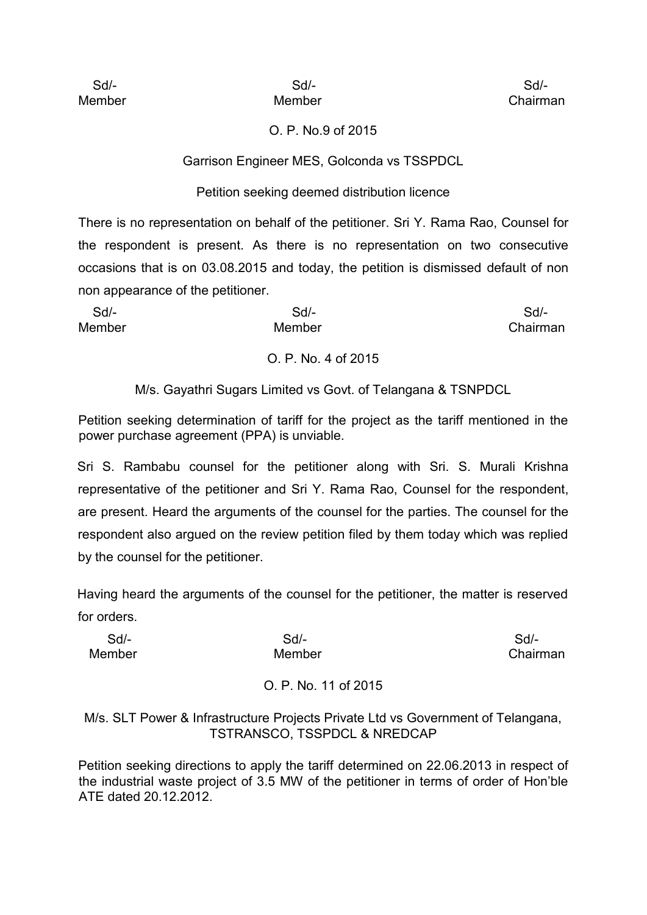| Sd/- | Sd/- | Sd/- |
|---|---|---|
| Member | Member | Chairman |

O. P. No.9 of 2015

Garrison Engineer MES, Golconda vs TSSPDCL

Petition seeking deemed distribution licence

There is no representation on behalf of the petitioner. Sri Y. Rama Rao, Counsel for the respondent is present. As there is no representation on two consecutive occasions that is on 03.08.2015 and today, the petition is dismissed default of non non appearance of the petitioner.

| Sd/- | Sd/- | Sd/- |
|---|---|---|
| Member | Member | Chairman |

O. P. No. 4 of 2015

M/s. Gayathri Sugars Limited vs Govt. of Telangana & TSNPDCL

Petition seeking determination of tariff for the project as the tariff mentioned in the power purchase agreement (PPA) is unviable.

Sri S. Rambabu counsel for the petitioner along with Sri. S. Murali Krishna representative of the petitioner and Sri Y. Rama Rao, Counsel for the respondent, are present. Heard the arguments of the counsel for the parties. The counsel for the respondent also argued on the review petition filed by them today which was replied by the counsel for the petitioner.

Having heard the arguments of the counsel for the petitioner, the matter is reserved for orders.

| Sd/- | Sd/- | Sd/- |
|---|---|---|
| Member | Member | Chairman |

O. P. No. 11 of 2015

M/s. SLT Power & Infrastructure Projects Private Ltd vs Government of Telangana, TSTRANSCO, TSSPDCL & NREDCAP

Petition seeking directions to apply the tariff determined on 22.06.2013 in respect of the industrial waste project of 3.5 MW of the petitioner in terms of order of Hon'ble ATE dated 20.12.2012.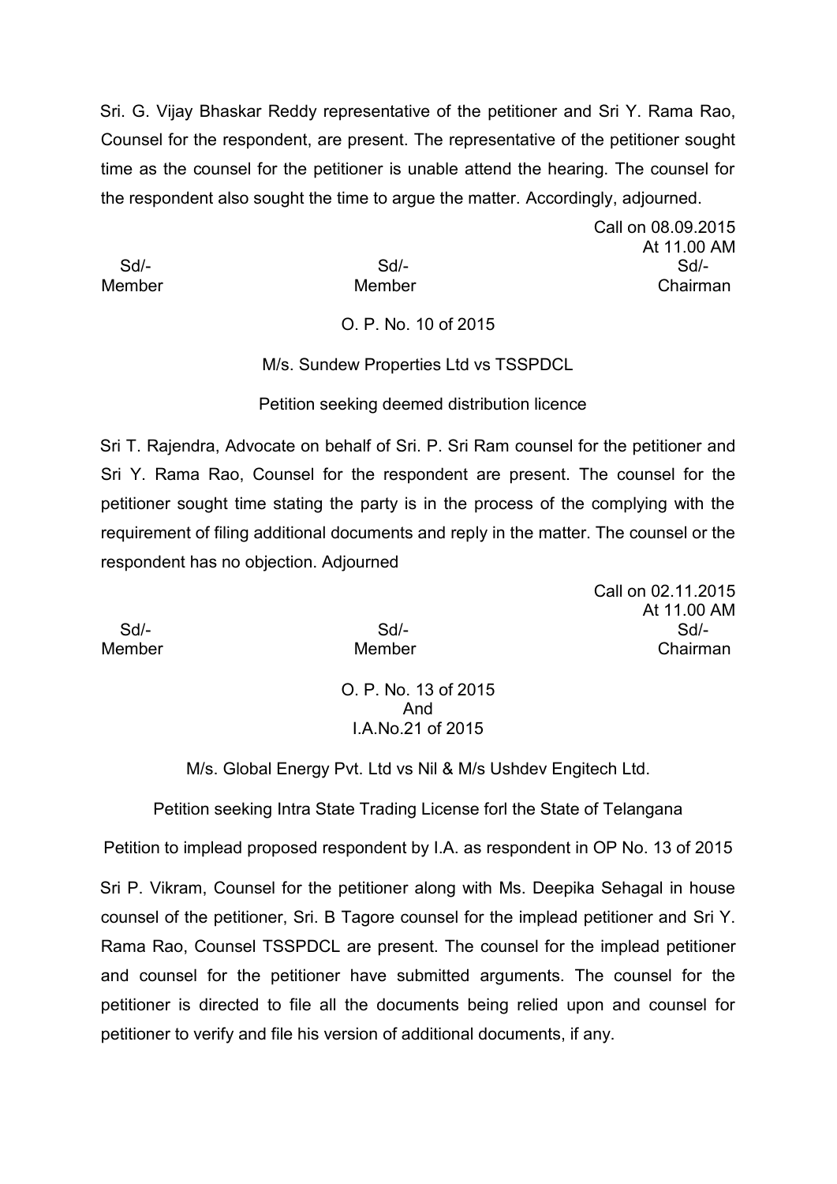Sri. G. Vijay Bhaskar Reddy representative of the petitioner and Sri Y. Rama Rao, Counsel for the respondent, are present. The representative of the petitioner sought time as the counsel for the petitioner is unable attend the hearing. The counsel for the respondent also sought the time to argue the matter. Accordingly, adjourned.

Call on 08.09.2015
At 11.00 AM

| Sd/- | Sd/- | Sd/- |
|---|---|---|
| Member | Member | Chairman |

O. P. No. 10 of 2015

M/s. Sundew Properties Ltd vs TSSPDCL

Petition seeking deemed distribution licence

Sri T. Rajendra, Advocate on behalf of Sri. P. Sri Ram counsel for the petitioner and Sri Y. Rama Rao, Counsel for the respondent are present. The counsel for the petitioner sought time stating the party is in the process of the complying with the requirement of filing additional documents and reply in the matter. The counsel or the respondent has no objection. Adjourned

Call on 02.11.2015
At 11.00 AM

| Sd/- | Sd/- | Sd/- |
|---|---|---|
| Member | Member | Chairman |

O. P. No. 13 of 2015
And
I.A.No.21 of 2015

M/s. Global Energy Pvt. Ltd vs Nil & M/s Ushdev Engitech Ltd.

Petition seeking Intra State Trading License forl the State of Telangana

Petition to implead proposed respondent by I.A. as respondent in OP No. 13 of 2015

Sri P. Vikram, Counsel for the petitioner along with Ms. Deepika Sehagal in house counsel of the petitioner, Sri. B Tagore counsel for the implead petitioner and Sri Y. Rama Rao, Counsel TSSPDCL are present. The counsel for the implead petitioner and counsel for the petitioner have submitted arguments. The counsel for the petitioner is directed to file all the documents being relied upon and counsel for petitioner to verify and file his version of additional documents, if any.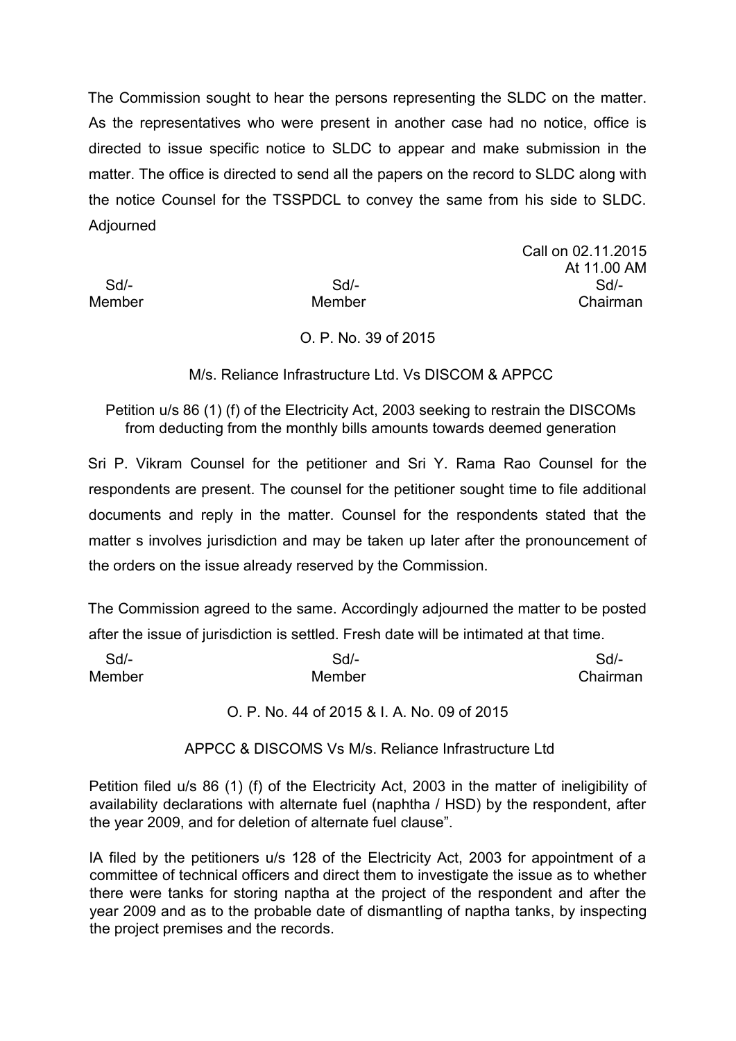The Commission sought to hear the persons representing the SLDC on the matter. As the representatives who were present in another case had no notice, office is directed to issue specific notice to SLDC to appear and make submission in the matter. The office is directed to send all the papers on the record to SLDC along with the notice Counsel for the TSSPDCL to convey the same from his side to SLDC. Adjourned

Call on 02.11.2015
At 11.00 AM

| Sd/- | Sd/- | Sd/- |
|---|---|---|
| Member | Member | Chairman |

O. P. No. 39 of 2015

M/s. Reliance Infrastructure Ltd. Vs DISCOM & APPCC

Petition u/s 86 (1) (f) of the Electricity Act, 2003 seeking to restrain the DISCOMs from deducting from the monthly bills amounts towards deemed generation

Sri P. Vikram Counsel for the petitioner and Sri Y. Rama Rao Counsel for the respondents are present. The counsel for the petitioner sought time to file additional documents and reply in the matter. Counsel for the respondents stated that the matter s involves jurisdiction and may be taken up later after the pronouncement of the orders on the issue already reserved by the Commission.

The Commission agreed to the same. Accordingly adjourned the matter to be posted after the issue of jurisdiction is settled. Fresh date will be intimated at that time.

| Sd/- | Sd/- | Sd/- |
|---|---|---|
| Member | Member | Chairman |

O. P. No. 44 of 2015 & I. A. No. 09 of 2015

APPCC & DISCOMS Vs M/s. Reliance Infrastructure Ltd

Petition filed u/s 86 (1) (f) of the Electricity Act, 2003 in the matter of ineligibility of availability declarations with alternate fuel (naphtha / HSD) by the respondent, after the year 2009, and for deletion of alternate fuel clause".

IA filed by the petitioners u/s 128 of the Electricity Act, 2003 for appointment of a committee of technical officers and direct them to investigate the issue as to whether there were tanks for storing naptha at the project of the respondent and after the year 2009 and as to the probable date of dismantling of naptha tanks, by inspecting the project premises and the records.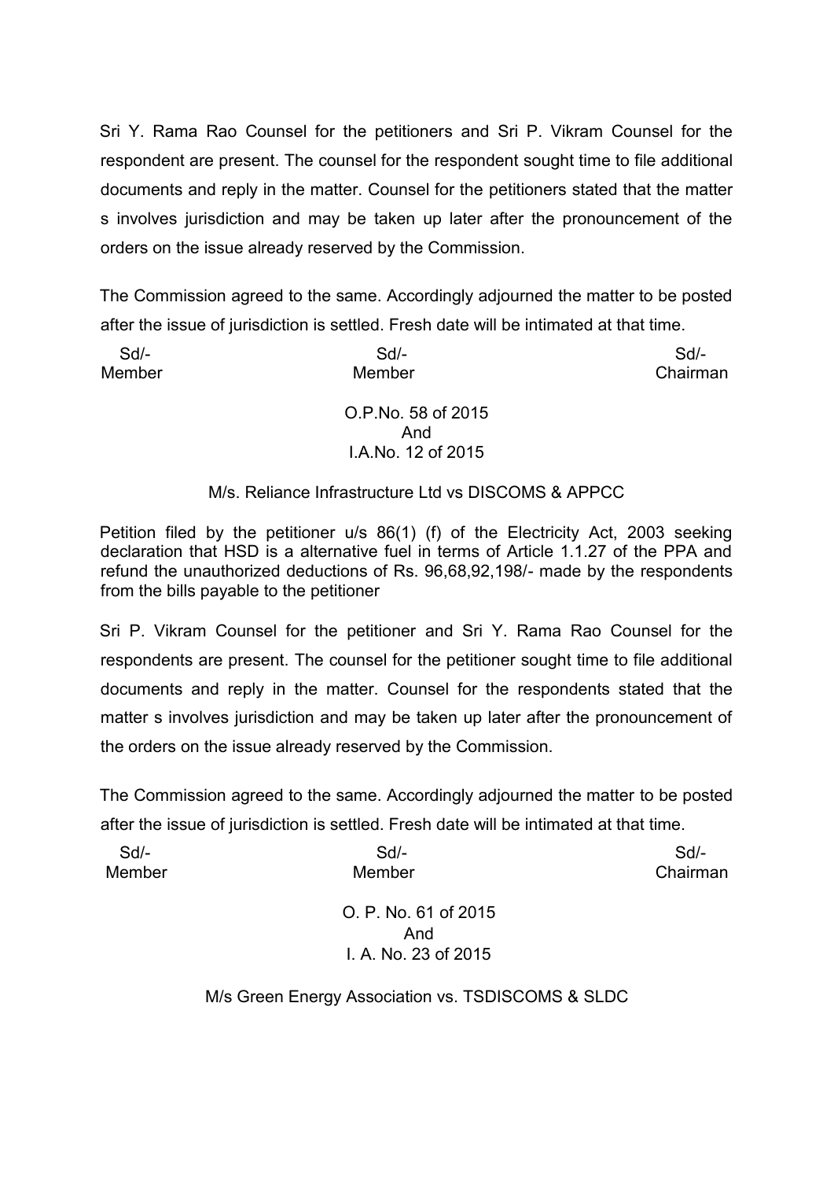Sri Y. Rama Rao Counsel for the petitioners and Sri P. Vikram Counsel for the respondent are present. The counsel for the respondent sought time to file additional documents and reply in the matter. Counsel for the petitioners stated that the matter s involves jurisdiction and may be taken up later after the pronouncement of the orders on the issue already reserved by the Commission.

The Commission agreed to the same. Accordingly adjourned the matter to be posted after the issue of jurisdiction is settled. Fresh date will be intimated at that time.

| Sd/- | Sd/- | Sd/- |
|---|---|---|
| Member | Member | Chairman |

O.P.No. 58 of 2015
And
I.A.No. 12 of 2015

M/s. Reliance Infrastructure Ltd vs DISCOMS & APPCC

Petition filed by the petitioner u/s 86(1) (f) of the Electricity Act, 2003 seeking declaration that HSD is a alternative fuel in terms of Article 1.1.27 of the PPA and refund the unauthorized deductions of Rs. 96,68,92,198/- made by the respondents from the bills payable to the petitioner

Sri P. Vikram Counsel for the petitioner and Sri Y. Rama Rao Counsel for the respondents are present. The counsel for the petitioner sought time to file additional documents and reply in the matter. Counsel for the respondents stated that the matter s involves jurisdiction and may be taken up later after the pronouncement of the orders on the issue already reserved by the Commission.

The Commission agreed to the same. Accordingly adjourned the matter to be posted after the issue of jurisdiction is settled. Fresh date will be intimated at that time.

| Sd/- | Sd/- | Sd/- |
|---|---|---|
| Member | Member | Chairman |

O. P. No. 61 of 2015
And
I. A. No. 23 of 2015

M/s Green Energy Association vs. TSDISCOMS & SLDC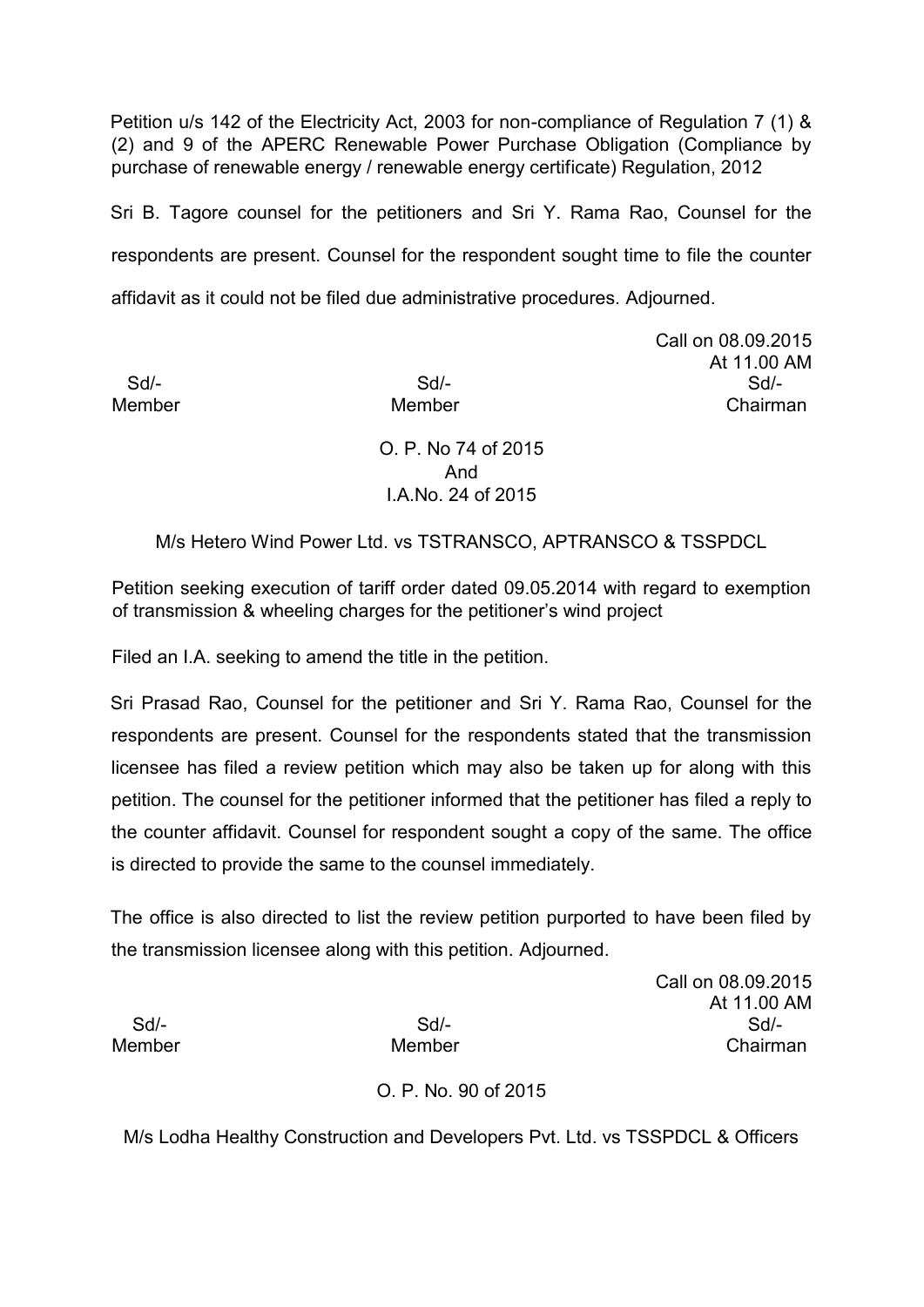Petition u/s 142 of the Electricity Act, 2003 for non-compliance of Regulation 7 (1) & (2) and 9 of the APERC Renewable Power Purchase Obligation (Compliance by purchase of renewable energy / renewable energy certificate) Regulation, 2012

Sri B. Tagore counsel for the petitioners and Sri Y. Rama Rao, Counsel for the respondents are present. Counsel for the respondent sought time to file the counter affidavit as it could not be filed due administrative procedures. Adjourned.

Call on 08.09.2015
At 11.00 AM

| Sd/- | Sd/- | Sd/- |
|---|---|---|
| Member | Member | Chairman |

O. P. No 74 of 2015
And
I.A.No. 24 of 2015

M/s Hetero Wind Power Ltd. vs TSTRANSCO, APTRANSCO & TSSPDCL

Petition seeking execution of tariff order dated 09.05.2014 with regard to exemption of transmission & wheeling charges for the petitioner's wind project

Filed an I.A. seeking to amend the title in the petition.

Sri Prasad Rao, Counsel for the petitioner and Sri Y. Rama Rao, Counsel for the respondents are present. Counsel for the respondents stated that the transmission licensee has filed a review petition which may also be taken up for along with this petition. The counsel for the petitioner informed that the petitioner has filed a reply to the counter affidavit. Counsel for respondent sought a copy of the same. The office is directed to provide the same to the counsel immediately.

The office is also directed to list the review petition purported to have been filed by the transmission licensee along with this petition. Adjourned.

Call on 08.09.2015
At 11.00 AM

| Sd/- | Sd/- | Sd/- |
|---|---|---|
| Member | Member | Chairman |

O. P. No. 90 of 2015

M/s Lodha Healthy Construction and Developers Pvt. Ltd. vs TSSPDCL & Officers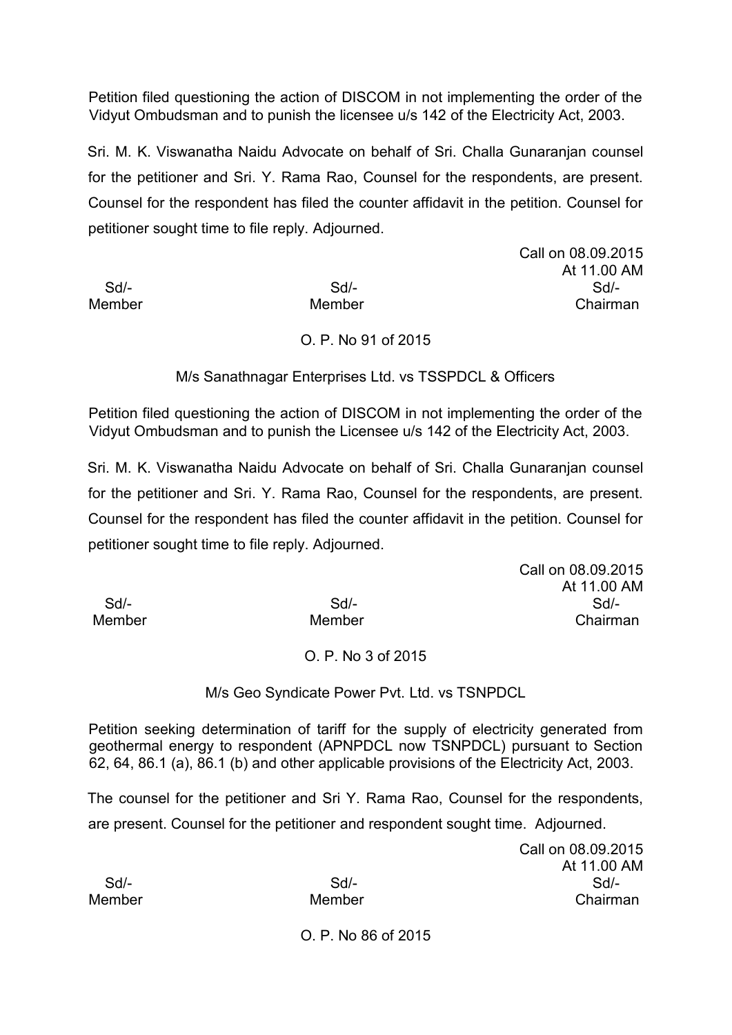Petition filed questioning the action of DISCOM in not implementing the order of the Vidyut Ombudsman and to punish the licensee u/s 142 of the Electricity Act, 2003.

Sri. M. K. Viswanatha Naidu Advocate on behalf of Sri. Challa Gunaranjan counsel for the petitioner and Sri. Y. Rama Rao, Counsel for the respondents, are present. Counsel for the respondent has filed the counter affidavit in the petition. Counsel for petitioner sought time to file reply. Adjourned.

Call on 08.09.2015
At 11.00 AM

| Sd/- | Sd/- | Sd/- |
|---|---|---|
| Member | Member | Chairman |

O. P. No 91 of 2015

M/s Sanathnagar Enterprises Ltd. vs TSSPDCL & Officers

Petition filed questioning the action of DISCOM in not implementing the order of the Vidyut Ombudsman and to punish the Licensee u/s 142 of the Electricity Act, 2003.

Sri. M. K. Viswanatha Naidu Advocate on behalf of Sri. Challa Gunaranjan counsel for the petitioner and Sri. Y. Rama Rao, Counsel for the respondents, are present. Counsel for the respondent has filed the counter affidavit in the petition. Counsel for petitioner sought time to file reply. Adjourned.

Call on 08.09.2015
At 11.00 AM

| Sd/- | Sd/- | Sd/- |
|---|---|---|
| Member | Member | Chairman |

O. P. No 3 of 2015

M/s Geo Syndicate Power Pvt. Ltd. vs TSNPDCL

Petition seeking determination of tariff for the supply of electricity generated from geothermal energy to respondent (APNPDCL now TSNPDCL) pursuant to Section 62, 64, 86.1 (a), 86.1 (b) and other applicable provisions of the Electricity Act, 2003.

The counsel for the petitioner and Sri Y. Rama Rao, Counsel for the respondents, are present. Counsel for the petitioner and respondent sought time. Adjourned.

Call on 08.09.2015
At 11.00 AM

| Sd/- | Sd/- | Sd/- |
|---|---|---|
| Member | Member | Chairman |

O. P. No 86 of 2015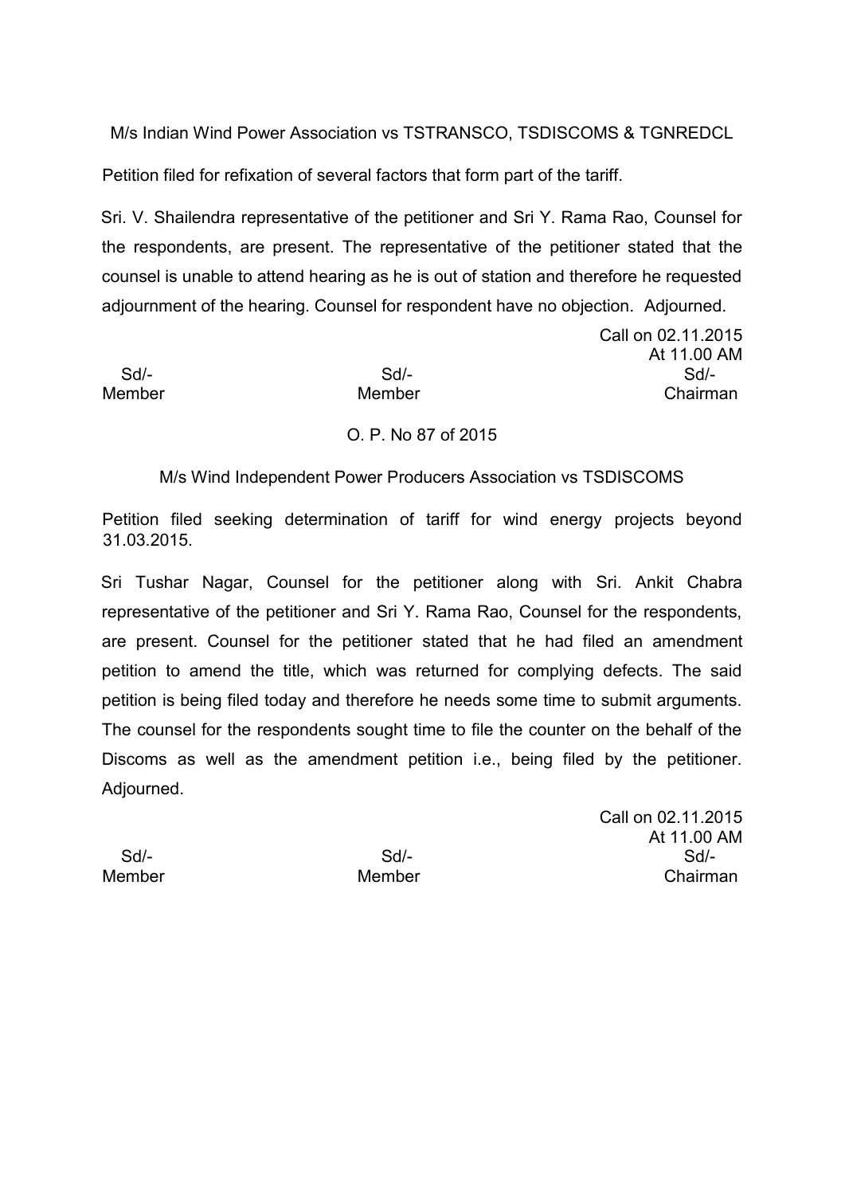M/s Indian Wind Power Association vs TSTRANSCO, TSDISCOMS & TGNREDCL

Petition filed for refixation of several factors that form part of the tariff.

Sri. V. Shailendra representative of the petitioner and Sri Y. Rama Rao, Counsel for the respondents, are present. The representative of the petitioner stated that the counsel is unable to attend hearing as he is out of station and therefore he requested adjournment of the hearing. Counsel for respondent have no objection. Adjourned.

Call on 02.11.2015
At 11.00 AM

| Sd/- | Sd/- | Sd/- |
|---|---|---|
| Member | Member | Chairman |

O. P. No 87 of 2015

M/s Wind Independent Power Producers Association vs TSDISCOMS

Petition filed seeking determination of tariff for wind energy projects beyond 31.03.2015.

Sri Tushar Nagar, Counsel for the petitioner along with Sri. Ankit Chabra representative of the petitioner and Sri Y. Rama Rao, Counsel for the respondents, are present. Counsel for the petitioner stated that he had filed an amendment petition to amend the title, which was returned for complying defects. The said petition is being filed today and therefore he needs some time to submit arguments. The counsel for the respondents sought time to file the counter on the behalf of the Discoms as well as the amendment petition i.e., being filed by the petitioner. Adjourned.

Call on 02.11.2015
At 11.00 AM

| Sd/- | Sd/- | Sd/- |
|---|---|---|
| Member | Member | Chairman |